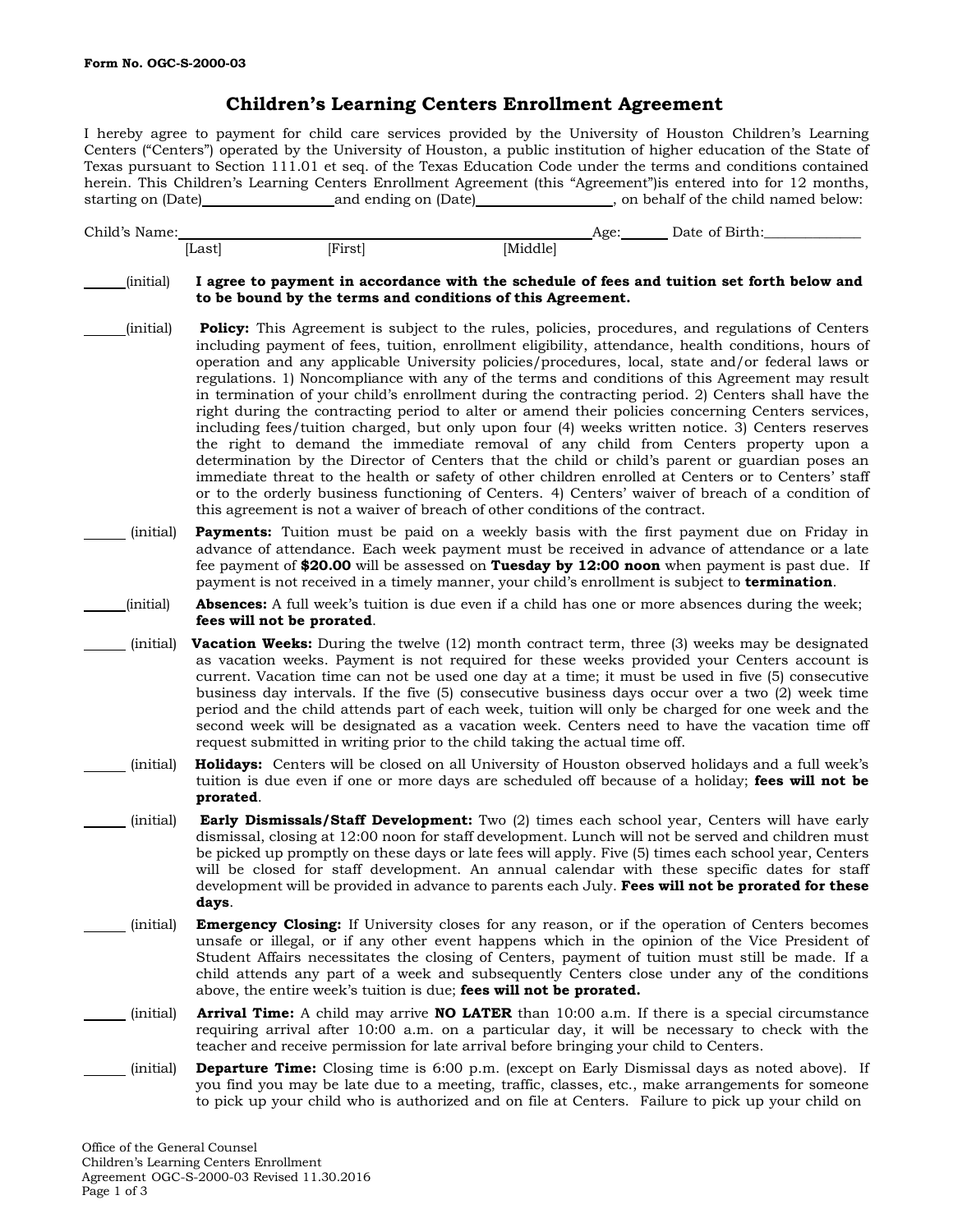Form No. OGC-S-2000-03

# Children's Learning Centers Enrollment Agreement

I hereby agree to payment for child care services provided by the University of Houston Children's Learning Centers ("Centers") operated by the University of Houston, a public institution of higher education of the State of Texas pursuant to Section 111.01 et seq. of the Texas Education Code under the terms and conditions contained herein. This Children's Learning Centers Enrollment Agreement (this "Agreement")is entered into for 12 months, starting on (Date)__________________and ending on (Date)__________________, on behalf of the child named below:

Child's Name:_______________________________________________Age:______ Date of Birth:_____________
[Last] [First] [Middle]

_____(initial) **I agree to payment in accordance with the schedule of fees and tuition set forth below and to be bound by the terms and conditions of this Agreement.**

_____(initial) **Policy:** This Agreement is subject to the rules, policies, procedures, and regulations of Centers including payment of fees, tuition, enrollment eligibility, attendance, health conditions, hours of operation and any applicable University policies/procedures, local, state and/or federal laws or regulations. 1) Noncompliance with any of the terms and conditions of this Agreement may result in termination of your child's enrollment during the contracting period. 2) Centers shall have the right during the contracting period to alter or amend their policies concerning Centers services, including fees/tuition charged, but only upon four (4) weeks written notice. 3) Centers reserves the right to demand the immediate removal of any child from Centers property upon a determination by the Director of Centers that the child or child's parent or guardian poses an immediate threat to the health or safety of other children enrolled at Centers or to Centers' staff or to the orderly business functioning of Centers. 4) Centers' waiver of breach of a condition of this agreement is not a waiver of breach of other conditions of the contract.

_____(initial) **Payments:** Tuition must be paid on a weekly basis with the first payment due on Friday in advance of attendance. Each week payment must be received in advance of attendance or a late fee payment of **$20.00** will be assessed on **Tuesday by 12:00 noon** when payment is past due. If payment is not received in a timely manner, your child's enrollment is subject to **termination**.

_____(initial) **Absences:** A full week's tuition is due even if a child has one or more absences during the week; **fees will not be prorated**.

_____(initial) **Vacation Weeks:** During the twelve (12) month contract term, three (3) weeks may be designated as vacation weeks. Payment is not required for these weeks provided your Centers account is current. Vacation time can not be used one day at a time; it must be used in five (5) consecutive business day intervals. If the five (5) consecutive business days occur over a two (2) week time period and the child attends part of each week, tuition will only be charged for one week and the second week will be designated as a vacation week. Centers need to have the vacation time off request submitted in writing prior to the child taking the actual time off.

_____(initial) **Holidays:** Centers will be closed on all University of Houston observed holidays and a full week's tuition is due even if one or more days are scheduled off because of a holiday; **fees will not be prorated**.

_____(initial) **Early Dismissals/Staff Development:** Two (2) times each school year, Centers will have early dismissal, closing at 12:00 noon for staff development. Lunch will not be served and children must be picked up promptly on these days or late fees will apply. Five (5) times each school year, Centers will be closed for staff development. An annual calendar with these specific dates for staff development will be provided in advance to parents each July. **Fees will not be prorated for these days**.

_____(initial) **Emergency Closing:** If University closes for any reason, or if the operation of Centers becomes unsafe or illegal, or if any other event happens which in the opinion of the Vice President of Student Affairs necessitates the closing of Centers, payment of tuition must still be made. If a child attends any part of a week and subsequently Centers close under any of the conditions above, the entire week's tuition is due; **fees will not be prorated.**

_____(initial) **Arrival Time:** A child may arrive **NO LATER** than 10:00 a.m. If there is a special circumstance requiring arrival after 10:00 a.m. on a particular day, it will be necessary to check with the teacher and receive permission for late arrival before bringing your child to Centers.

_____(initial) **Departure Time:** Closing time is 6:00 p.m. (except on Early Dismissal days as noted above). If you find you may be late due to a meeting, traffic, classes, etc., make arrangements for someone to pick up your child who is authorized and on file at Centers. Failure to pick up your child on

Office of the General Counsel
Children's Learning Centers Enrollment
Agreement OGC-S-2000-03 Revised 11.30.2016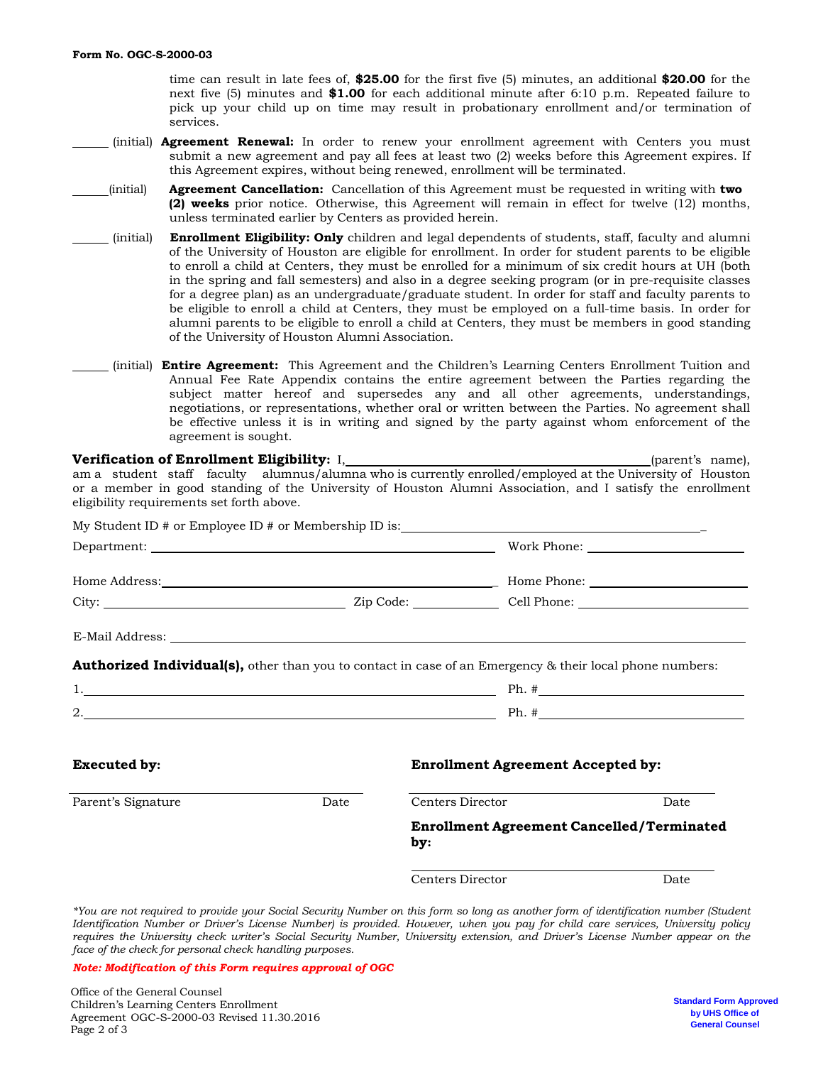time can result in late fees of, **$25.00** for the first five (5) minutes, an additional **$20.00** for the next five (5) minutes and **$1.00** for each additional minute after 6:10 p.m. Repeated failure to pick up your child up on time may result in probationary enrollment and/or termination of services.

______ (initial) **Agreement Renewal:** In order to renew your enrollment agreement with Centers you must submit a new agreement and pay all fees at least two (2) weeks before this Agreement expires. If this Agreement expires, without being renewed, enrollment will be terminated.

______ (initial) **Agreement Cancellation:** Cancellation of this Agreement must be requested in writing with **two (2) weeks** prior notice. Otherwise, this Agreement will remain in effect for twelve (12) months, unless terminated earlier by Centers as provided herein.

______ (initial) **Enrollment Eligibility: Only** children and legal dependents of students, staff, faculty and alumni of the University of Houston are eligible for enrollment. In order for student parents to be eligible to enroll a child at Centers, they must be enrolled for a minimum of six credit hours at UH (both in the spring and fall semesters) and also in a degree seeking program (or in pre-requisite classes for a degree plan) as an undergraduate/graduate student. In order for staff and faculty parents to be eligible to enroll a child at Centers, they must be employed on a full-time basis. In order for alumni parents to be eligible to enroll a child at Centers, they must be members in good standing of the University of Houston Alumni Association.

______ (initial) **Entire Agreement:** This Agreement and the Children's Learning Centers Enrollment Tuition and Annual Fee Rate Appendix contains the entire agreement between the Parties regarding the subject matter hereof and supersedes any and all other agreements, understandings, negotiations, or representations, whether oral or written between the Parties. No agreement shall be effective unless it is in writing and signed by the party against whom enforcement of the agreement is sought.

**Verification of Enrollment Eligibility:** I, ______________________________ (parent's name), am a student staff faculty alumnus/alumna who is currently enrolled/employed at the University of Houston or a member in good standing of the University of Houston Alumni Association, and I satisfy the enrollment eligibility requirements set forth above.

My Student ID # or Employee ID # or Membership ID is: ______________________________

Department: ______________________________ Work Phone: ______________________

Home Address: ______________________________ Home Phone: ______________________

City: ______________________ Zip Code: ____________ Cell Phone: ______________________

E-Mail Address: ______________________________________________

**Authorized Individual(s),** other than you to contact in case of an Emergency & their local phone numbers:

1. ______________________________ Ph. # ______________________

2. ______________________________ Ph. # ______________________

**Executed by:**

______________________________
Parent's Signature Date

**Enrollment Agreement Accepted by:**

______________________________
Centers Director Date

**Enrollment Agreement Cancelled/Terminated by:**

______________________________
Centers Director Date

*\*You are not required to provide your Social Security Number on this form so long as another form of identification number (Student Identification Number or Driver's License Number) is provided. However, when you pay for child care services, University policy requires the University check writer's Social Security Number, University extension, and Driver's License Number appear on the face of the check for personal check handling purposes.*

***Note: Modification of this Form requires approval of OGC***

Office of the General Counsel
Children's Learning Centers Enrollment
Agreement OGC-S-2000-03 Revised 11.30.2016

**Standard Form Approved by UHS Office of General Counsel**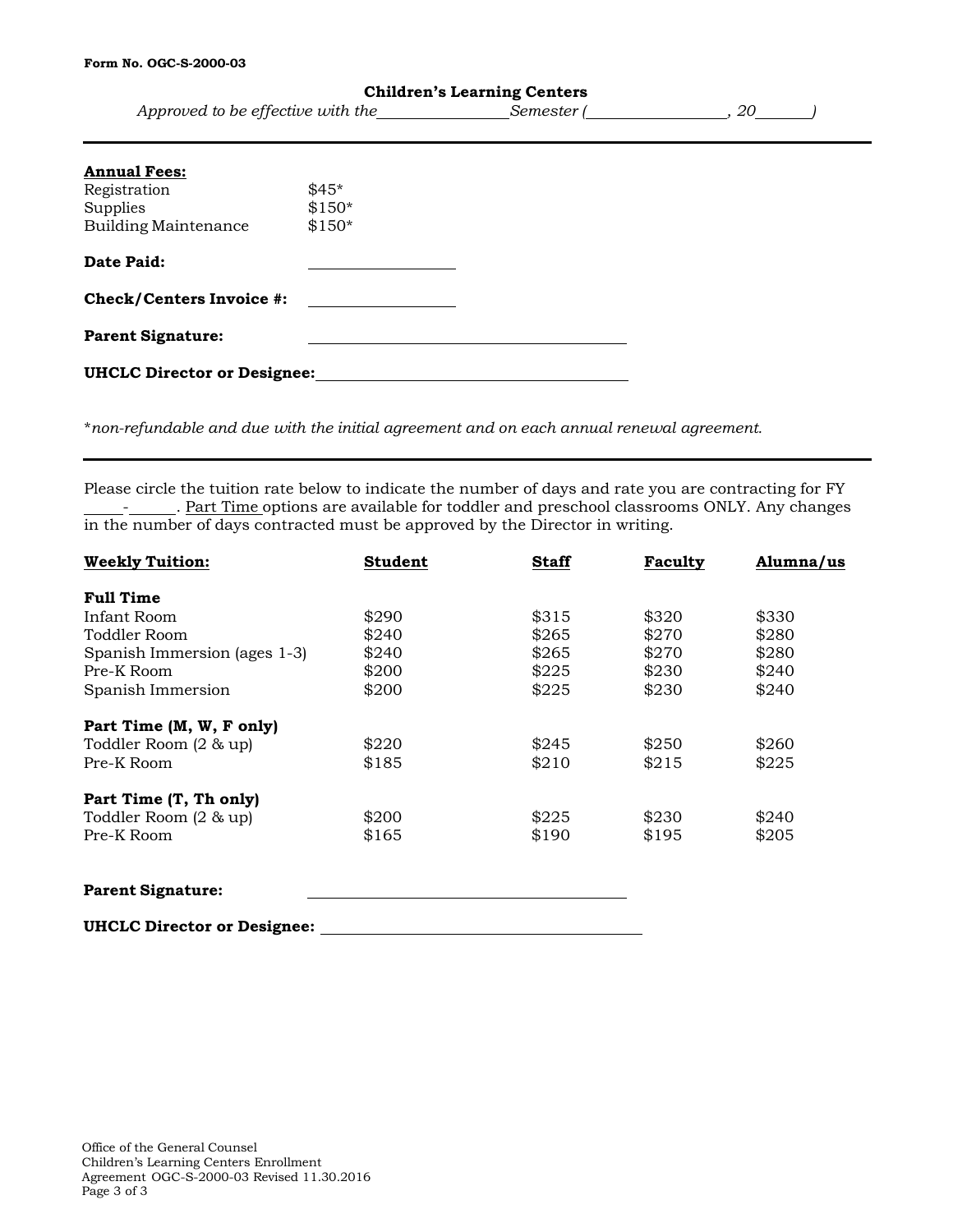**Form No. OGC-S-2000-03**

**Children's Learning Centers**

*Approved to be effective with the ________________ Semester ( __________________, 20_______)*

---

**Annual Fees:**

| | |
|---|---|
| Registration | $45* |
| Supplies | $150* |
| Building Maintenance | $150* |

**Date Paid:** __________________

**Check/Centers Invoice #:** __________________

**Parent Signature:** ________________________________________

**UHCLC Director or Designee:** ________________________________________

*\*non-refundable and due with the initial agreement and on each annual renewal agreement.*

---

Please circle the tuition rate below to indicate the number of days and rate you are contracting for FY _____-______. Part Time options are available for toddler and preschool classrooms ONLY. Any changes in the number of days contracted must be approved by the Director in writing.

| **Weekly Tuition:** | **Student** | **Staff** | **Faculty** | **Alumna/us** |
|---|---|---|---|---|
| **Full Time** | | | | |
| Infant Room | $290 | $315 | $320 | $330 |
| Toddler Room | $240 | $265 | $270 | $280 |
| Spanish Immersion (ages 1-3) | $240 | $265 | $270 | $280 |
| Pre-K Room | $200 | $225 | $230 | $240 |
| Spanish Immersion | $200 | $225 | $230 | $240 |
| **Part Time (M, W, F only)** | | | | |
| Toddler Room (2 & up) | $220 | $245 | $250 | $260 |
| Pre-K Room | $185 | $210 | $215 | $225 |
| **Part Time (T, Th only)** | | | | |
| Toddler Room (2 & up) | $200 | $225 | $230 | $240 |
| Pre-K Room | $165 | $190 | $195 | $205 |

**Parent Signature:** ________________________________________

**UHCLC Director or Designee:** ________________________________________

Office of the General Counsel
Children's Learning Centers Enrollment
Agreement OGC-S-2000-03 Revised 11.30.2016